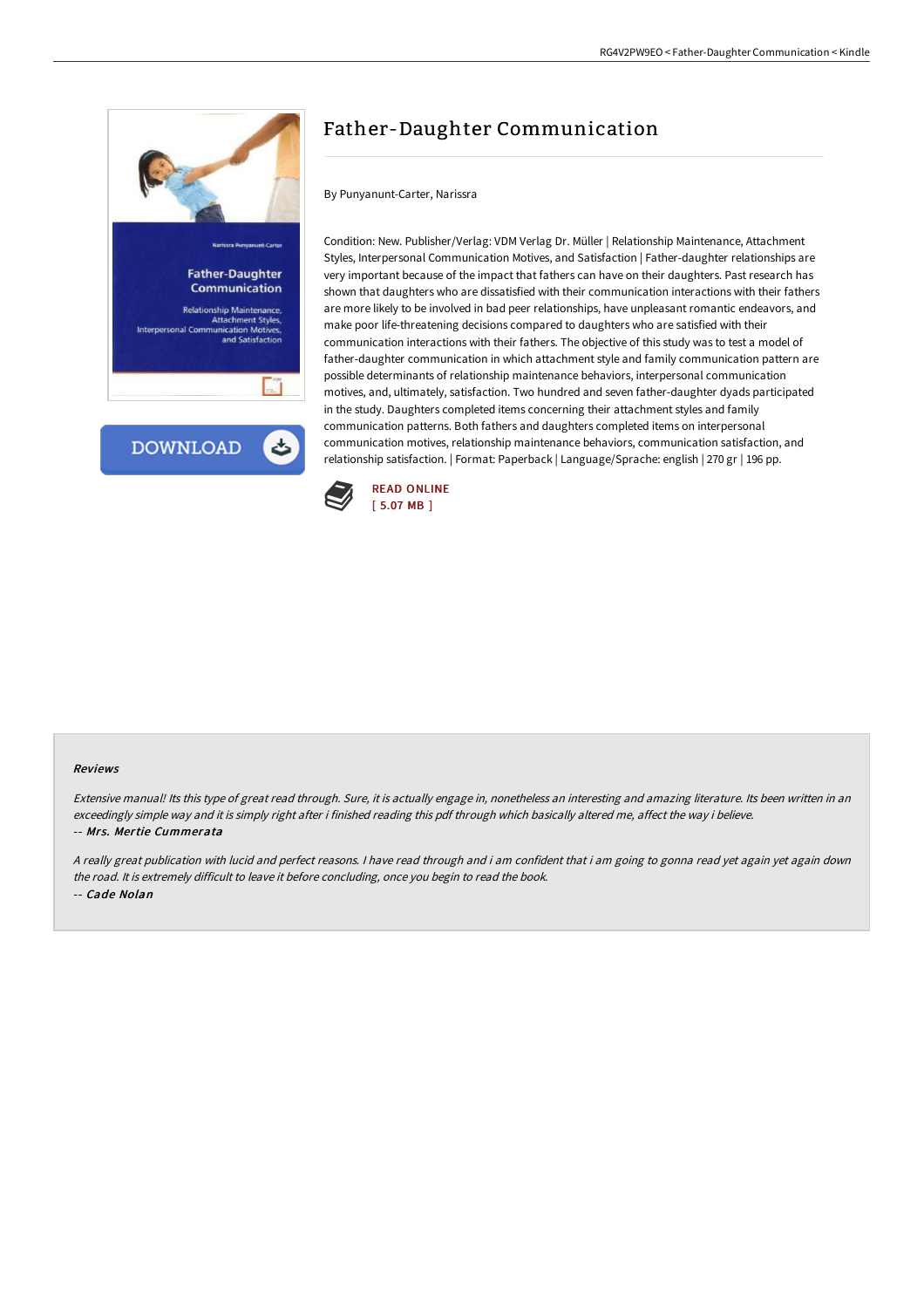# Father-Daughter Communication

By Punyanunt-Carter, Narissra

Condition: New. Publisher/Verlag: VDM Verlag Dr. Müller | Relationship Maintenance, Attachment Styles, Interpersonal Communication Motives, and Satisfaction | Father-daughter relationships are very important because of the impact that fathers can have on their daughters. Past research has shown that daughters who are dissatisfied with their communication interactions with their fathers are more likely to be involved in bad peer relationships, have unpleasant romantic endeavors, and make poor life-threatening decisions compared to daughters who are satisfied with their communication interactions with their fathers. The objective of this study was to test a model of father-daughter communication in which attachment style and family communication pattern are possible determinants of relationship maintenance behaviors, interpersonal communication motives, and, ultimately, satisfaction. Two hundred and seven father-daughter dyads participated in the study. Daughters completed items concerning their attachment styles and family communication patterns. Both fathers and daughters completed items on interpersonal communication motives, relationship maintenance behaviors, communication satisfaction, and relationship satisfaction. | Format: Paperback | Language/Sprache: english | 270 gr | 196 pp.

READ ONLINE
[ 5.07 MB ]

#### Reviews

*Extensive manual! Its this type of great read through. Sure, it is actually engage in, nonetheless an interesting and amazing literature. Its been written in an exceedingly simple way and it is simply right after i finished reading this pdf through which basically altered me, affect the way i believe.*
-- *Mrs. Mertie Cummerata*

*A really great publication with lucid and perfect reasons. I have read through and i am confident that i am going to gonna read yet again yet again down the road. It is extremely difficult to leave it before concluding, once you begin to read the book.*
-- *Cade Nolan*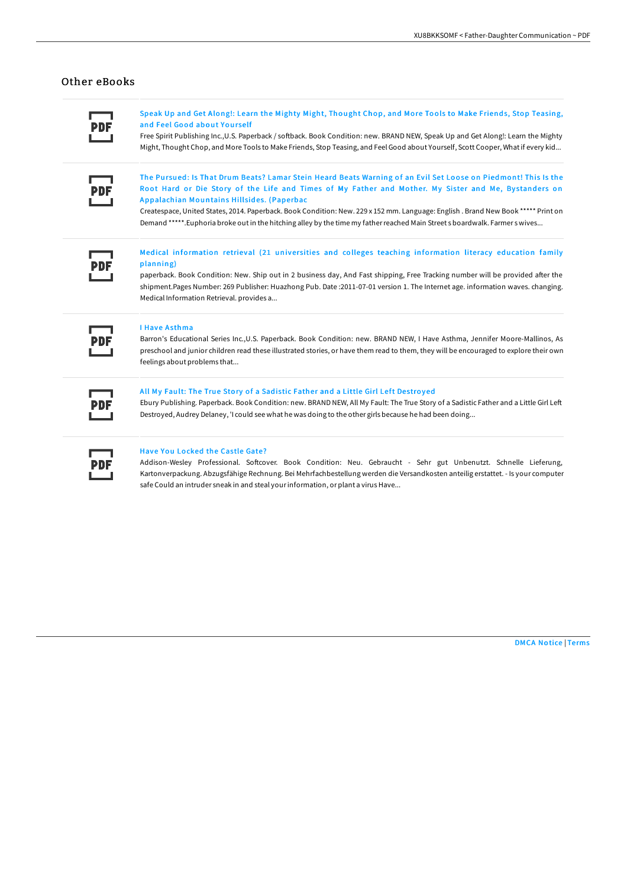## Other eBooks

**Speak Up and Get Along!: Learn the Mighty Might, Thought Chop, and More Tools to Make Friends, Stop Teasing, and Feel Good about Yourself**

Free Spirit Publishing Inc.,U.S. Paperback / softback. Book Condition: new. BRAND NEW, Speak Up and Get Along!: Learn the Mighty Might, Thought Chop, and More Tools to Make Friends, Stop Teasing, and Feel Good about Yourself, Scott Cooper, What if every kid...

**The Pursued: Is That Drum Beats? Lamar Stein Heard Beats Warning of an Evil Set Loose on Piedmont! This Is the Root Hard or Die Story of the Life and Times of My Father and Mother. My Sister and Me, Bystanders on Appalachian Mountains Hillsides. (Paperbac**

Createspace, United States, 2014. Paperback. Book Condition: New. 229 x 152 mm. Language: English . Brand New Book ***** Print on Demand *****.Euphoria broke out in the hitching alley by the time my father reached Main Street s boardwalk. Farmer s wives...

**Medical information retrieval (21 universities and colleges teaching information literacy education family planning)**

paperback. Book Condition: New. Ship out in 2 business day, And Fast shipping, Free Tracking number will be provided after the shipment.Pages Number: 269 Publisher: Huazhong Pub. Date :2011-07-01 version 1. The Internet age. information waves. changing. Medical Information Retrieval. provides a...

**I Have Asthma**

Barron's Educational Series Inc.,U.S. Paperback. Book Condition: new. BRAND NEW, I Have Asthma, Jennifer Moore-Mallinos, As preschool and junior children read these illustrated stories, or have them read to them, they will be encouraged to explore their own feelings about problems that...

**All My Fault: The True Story of a Sadistic Father and a Little Girl Left Destroyed**

Ebury Publishing. Paperback. Book Condition: new. BRAND NEW, All My Fault: The True Story of a Sadistic Father and a Little Girl Left Destroyed, Audrey Delaney, 'I could see what he was doing to the other girls because he had been doing...

**Have You Locked the Castle Gate?**

Addison-Wesley Professional. Softcover. Book Condition: Neu. Gebraucht - Sehr gut Unbenutzt. Schnelle Lieferung, Kartonverpackung. Abzugsfähige Rechnung. Bei Mehrfachbestellung werden die Versandkosten anteilig erstattet. - Is your computer safe Could an intruder sneak in and steal your information, or plant a virus Have...